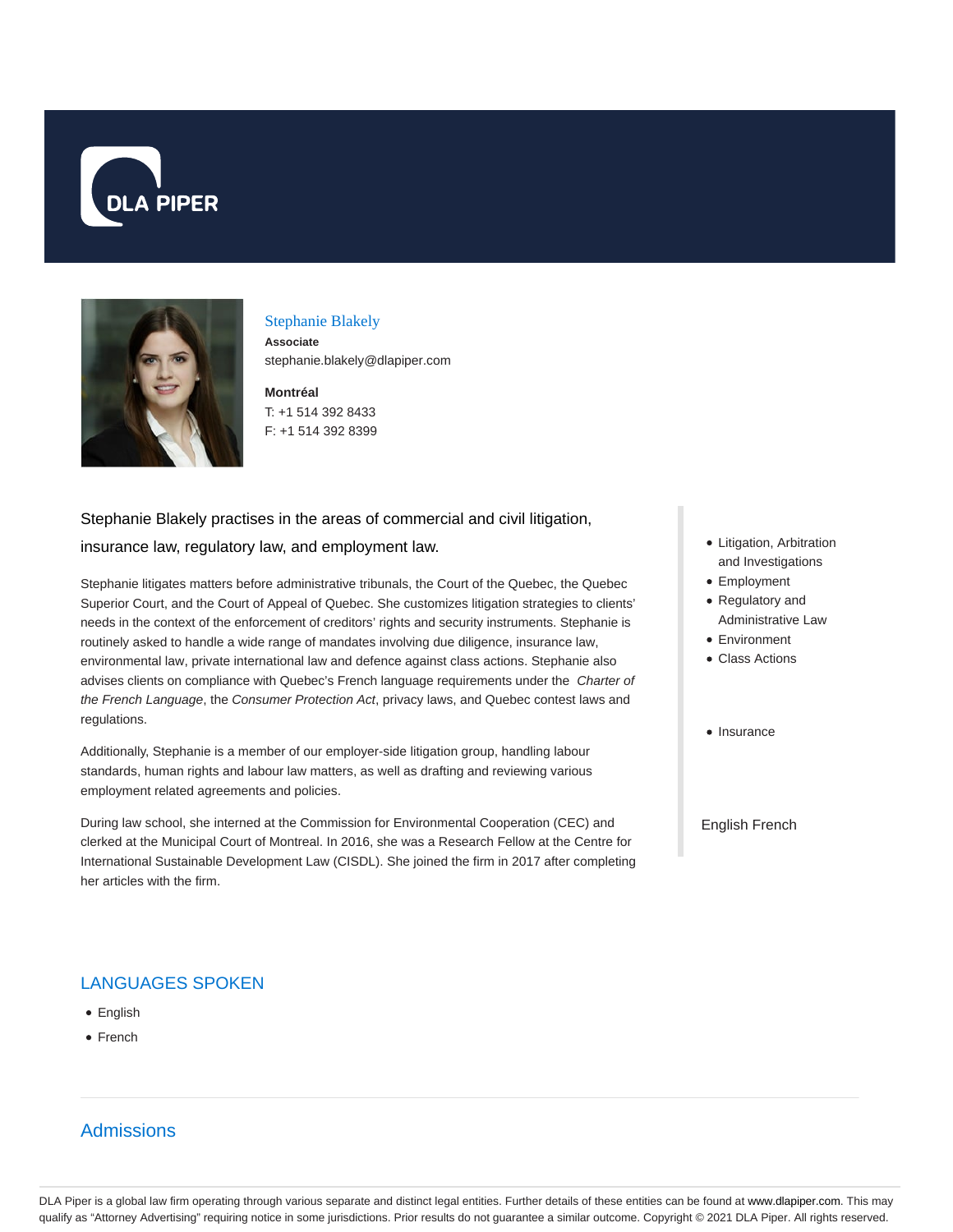DLA PIPER

## Stephanie Blakely

**Associate**
stephanie.blakely@dlapiper.com

**Montréal**
T: +1 514 392 8433
F: +1 514 392 8399

Stephanie Blakely practises in the areas of commercial and civil litigation, insurance law, regulatory law, and employment law.

Stephanie litigates matters before administrative tribunals, the Court of the Quebec, the Quebec Superior Court, and the Court of Appeal of Quebec. She customizes litigation strategies to clients' needs in the context of the enforcement of creditors' rights and security instruments. Stephanie is routinely asked to handle a wide range of mandates involving due diligence, insurance law, environmental law, private international law and defence against class actions. Stephanie also advises clients on compliance with Quebec's French language requirements under the *Charter of the French Language*, the *Consumer Protection Act*, privacy laws, and Quebec contest laws and regulations.

Additionally, Stephanie is a member of our employer-side litigation group, handling labour standards, human rights and labour law matters, as well as drafting and reviewing various employment related agreements and policies.

During law school, she interned at the Commission for Environmental Cooperation (CEC) and clerked at the Municipal Court of Montreal. In 2016, she was a Research Fellow at the Centre for International Sustainable Development Law (CISDL). She joined the firm in 2017 after completing her articles with the firm.

- Litigation, Arbitration and Investigations
- Employment
- Regulatory and Administrative Law
- Environment
- Class Actions

- Insurance

English French

## LANGUAGES SPOKEN

- English
- French

## Admissions

DLA Piper is a global law firm operating through various separate and distinct legal entities. Further details of these entities can be found at www.dlapiper.com. This may qualify as "Attorney Advertising" requiring notice in some jurisdictions. Prior results do not guarantee a similar outcome. Copyright © 2021 DLA Piper. All rights reserved.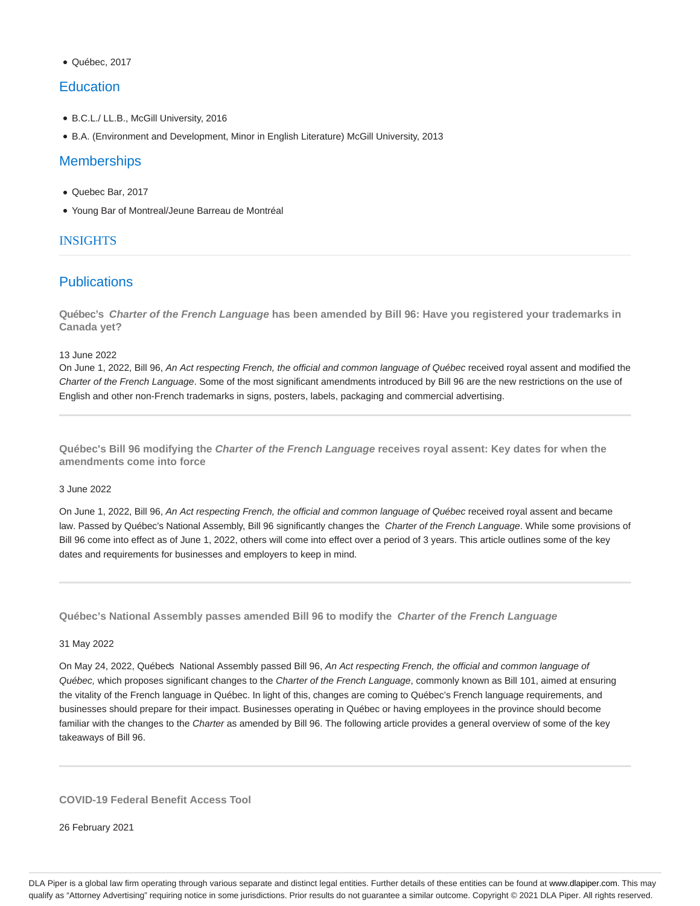- Québec, 2017

## Education

- B.C.L./ LL.B., McGill University, 2016
- B.A. (Environment and Development, Minor in English Literature) McGill University, 2013

## Memberships

- Quebec Bar, 2017
- Young Bar of Montreal/Jeune Barreau de Montréal

## INSIGHTS

## Publications

**Québec's *Charter of the French Language* has been amended by Bill 96: Have you registered your trademarks in Canada yet?**

13 June 2022

On June 1, 2022, Bill 96, *An Act respecting French, the official and common language of Québec* received royal assent and modified the *Charter of the French Language*. Some of the most significant amendments introduced by Bill 96 are the new restrictions on the use of English and other non-French trademarks in signs, posters, labels, packaging and commercial advertising.

---

**Québec's Bill 96 modifying the *Charter of the French Language* receives royal assent: Key dates for when the amendments come into force**

3 June 2022

On June 1, 2022, Bill 96, *An Act respecting French, the official and common language of Québec* received royal assent and became law. Passed by Québec's National Assembly, Bill 96 significantly changes the *Charter of the French Language*. While some provisions of Bill 96 come into effect as of June 1, 2022, others will come into effect over a period of 3 years. This article outlines some of the key dates and requirements for businesses and employers to keep in mind.

---

**Québec's National Assembly passes amended Bill 96 to modify the *Charter of the French Language***

31 May 2022

On May 24, 2022, Québec's National Assembly passed Bill 96, *An Act respecting French, the official and common language of Québec,* which proposes significant changes to the *Charter of the French Language*, commonly known as Bill 101, aimed at ensuring the vitality of the French language in Québec. In light of this, changes are coming to Québec's French language requirements, and businesses should prepare for their impact. Businesses operating in Québec or having employees in the province should become familiar with the changes to the *Charter* as amended by Bill 96. The following article provides a general overview of some of the key takeaways of Bill 96.

---

**COVID-19 Federal Benefit Access Tool**

26 February 2021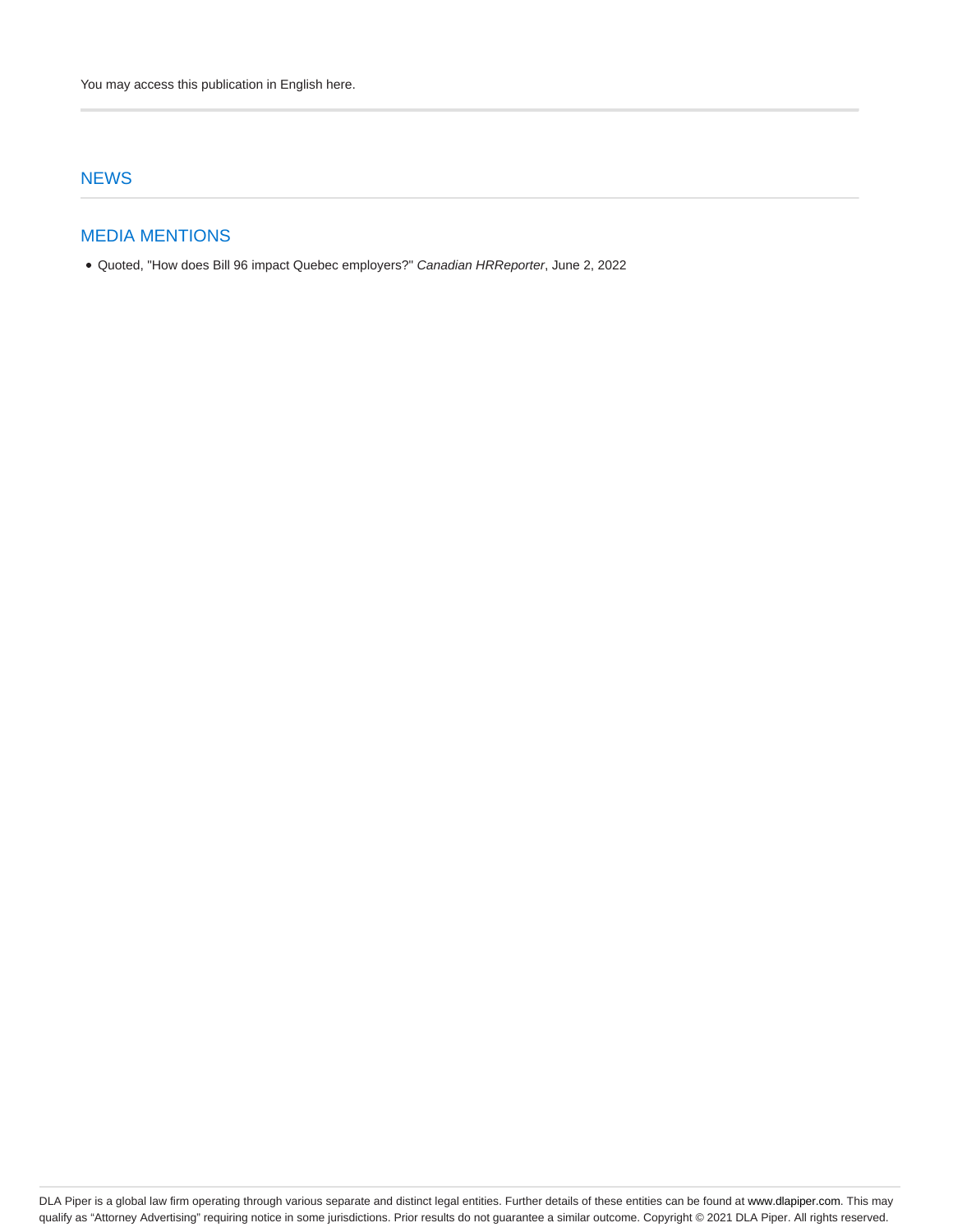You may access this publication in English here.

## NEWS

## MEDIA MENTIONS

- Quoted, "How does Bill 96 impact Quebec employers?" *Canadian HRReporter*, June 2, 2022

DLA Piper is a global law firm operating through various separate and distinct legal entities. Further details of these entities can be found at www.dlapiper.com. This may qualify as "Attorney Advertising" requiring notice in some jurisdictions. Prior results do not guarantee a similar outcome. Copyright © 2021 DLA Piper. All rights reserved.